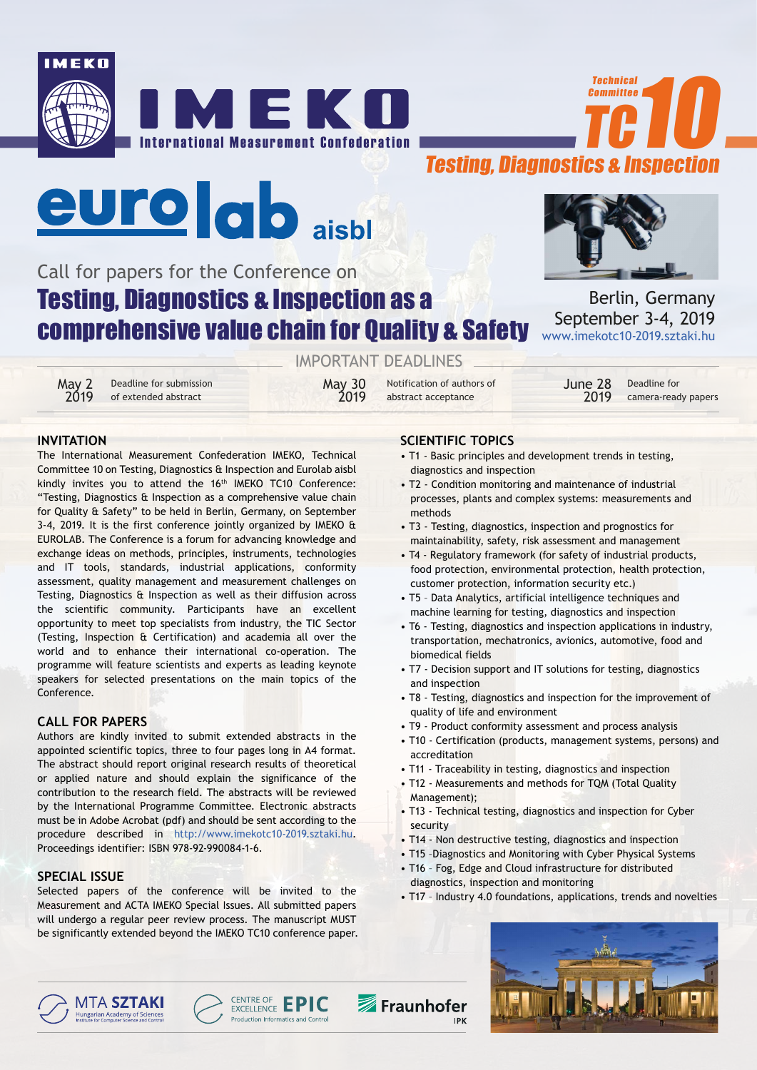IMEKO

# IMEKO

International Measurement Confederation

Technical Committee TC10

Testing, Diagnostics & Inspection

eurolab aisbl

Call for papers for the Conference on

# Testing, Diagnostics & Inspection as a comprehensive value chain for Quality & Safety

Berlin, Germany
September 3-4, 2019
www.imekotc10-2019.sztaki.hu

## IMPORTANT DEADLINES

| Date | Deadline |
|---|---|
| May 2 2019 | Deadline for submission of extended abstract |
| May 30 2019 | Notification of authors of abstract acceptance |
| June 28 2019 | Deadline for camera-ready papers |

## INVITATION

The International Measurement Confederation IMEKO, Technical Committee 10 on Testing, Diagnostics & Inspection and Eurolab aisbl kindly invites you to attend the 16th IMEKO TC10 Conference: "Testing, Diagnostics & Inspection as a comprehensive value chain for Quality & Safety" to be held in Berlin, Germany, on September 3-4, 2019. It is the first conference jointly organized by IMEKO & EUROLAB. The Conference is a forum for advancing knowledge and exchange ideas on methods, principles, instruments, technologies and IT tools, standards, industrial applications, conformity assessment, quality management and measurement challenges on Testing, Diagnostics & Inspection as well as their diffusion across the scientific community. Participants have an excellent opportunity to meet top specialists from industry, the TIC Sector (Testing, Inspection & Certification) and academia all over the world and to enhance their international co-operation. The programme will feature scientists and experts as leading keynote speakers for selected presentations on the main topics of the Conference.

## CALL FOR PAPERS

Authors are kindly invited to submit extended abstracts in the appointed scientific topics, three to four pages long in A4 format. The abstract should report original research results of theoretical or applied nature and should explain the significance of the contribution to the research field. The abstracts will be reviewed by the International Programme Committee. Electronic abstracts must be in Adobe Acrobat (pdf) and should be sent according to the procedure described in http://www.imekotc10-2019.sztaki.hu. Proceedings identifier: ISBN 978-92-990084-1-6.

## SPECIAL ISSUE

Selected papers of the conference will be invited to the Measurement and ACTA IMEKO Special Issues. All submitted papers will undergo a regular peer review process. The manuscript MUST be significantly extended beyond the IMEKO TC10 conference paper.

## SCIENTIFIC TOPICS

- T1 - Basic principles and development trends in testing, diagnostics and inspection
- T2 - Condition monitoring and maintenance of industrial processes, plants and complex systems: measurements and methods
- T3 - Testing, diagnostics, inspection and prognostics for maintainability, safety, risk assessment and management
- T4 - Regulatory framework (for safety of industrial products, food protection, environmental protection, health protection, customer protection, information security etc.)
- T5 – Data Analytics, artificial intelligence techniques and machine learning for testing, diagnostics and inspection
- T6 - Testing, diagnostics and inspection applications in industry, transportation, mechatronics, avionics, automotive, food and biomedical fields
- T7 - Decision support and IT solutions for testing, diagnostics and inspection
- T8 - Testing, diagnostics and inspection for the improvement of quality of life and environment
- T9 - Product conformity assessment and process analysis
- T10 - Certification (products, management systems, persons) and accreditation
- T11 - Traceability in testing, diagnostics and inspection
- T12 - Measurements and methods for TQM (Total Quality Management);
- T13 - Technical testing, diagnostics and inspection for Cyber security
- T14 - Non destructive testing, diagnostics and inspection
- T15 –Diagnostics and Monitoring with Cyber Physical Systems
- T16 - Fog, Edge and Cloud infrastructure for distributed diagnostics, inspection and monitoring
- T17 - Industry 4.0 foundations, applications, trends and novelties

MTA SZTAKI – Hungarian Academy of Sciences, Institute for Computer Science and Control

Centre of Excellence EPIC – Production Informatics and Control

Fraunhofer IPK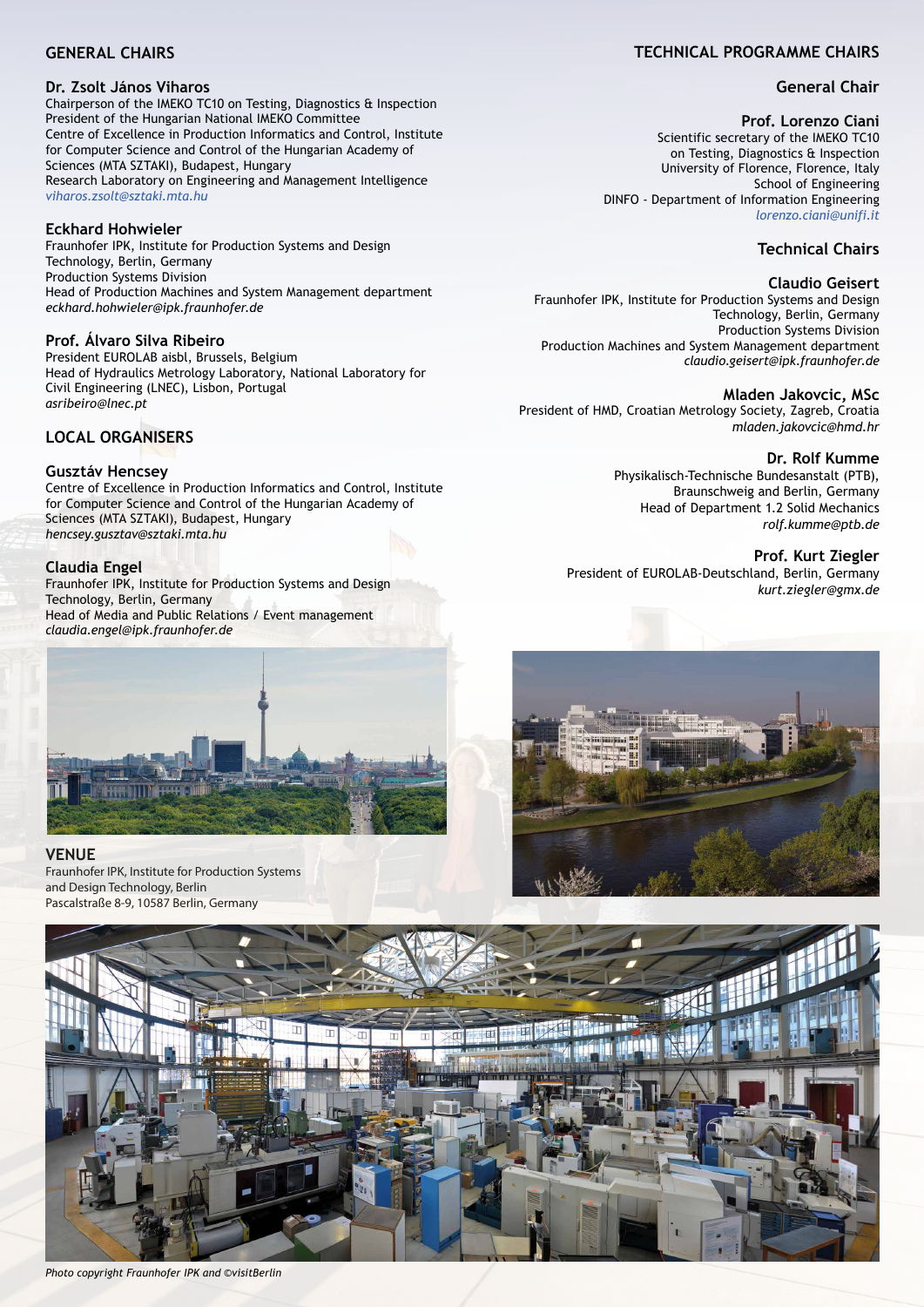## GENERAL CHAIRS

### Dr. Zsolt János Viharos

Chairperson of the IMEKO TC10 on Testing, Diagnostics & Inspection
President of the Hungarian National IMEKO Committee
Centre of Excellence in Production Informatics and Control, Institute for Computer Science and Control of the Hungarian Academy of Sciences (MTA SZTAKI), Budapest, Hungary
Research Laboratory on Engineering and Management Intelligence
*viharos.zsolt@sztaki.mta.hu*

### Eckhard Hohwieler

Fraunhofer IPK, Institute for Production Systems and Design Technology, Berlin, Germany
Production Systems Division
Head of Production Machines and System Management department
*eckhard.hohwieler@ipk.fraunhofer.de*

### Prof. Álvaro Silva Ribeiro

President EUROLAB aisbl, Brussels, Belgium
Head of Hydraulics Metrology Laboratory, National Laboratory for Civil Engineering (LNEC), Lisbon, Portugal
*asribeiro@lnec.pt*

## LOCAL ORGANISERS

### Gusztáv Hencsey

Centre of Excellence in Production Informatics and Control, Institute for Computer Science and Control of the Hungarian Academy of Sciences (MTA SZTAKI), Budapest, Hungary
*hencsey.gusztav@sztaki.mta.hu*

### Claudia Engel

Fraunhofer IPK, Institute for Production Systems and Design Technology, Berlin, Germany
Head of Media and Public Relations / Event management
*claudia.engel@ipk.fraunhofer.de*

## VENUE

Fraunhofer IPK, Institute for Production Systems and Design Technology, Berlin
Pascalstraße 8-9, 10587 Berlin, Germany

## TECHNICAL PROGRAMME CHAIRS

### General Chair

### Prof. Lorenzo Ciani

Scientific secretary of the IMEKO TC10 on Testing, Diagnostics & Inspection
University of Florence, Florence, Italy
School of Engineering
DINFO - Department of Information Engineering
*lorenzo.ciani@unifi.it*

### Technical Chairs

### Claudio Geisert

Fraunhofer IPK, Institute for Production Systems and Design Technology, Berlin, Germany
Production Systems Division
Production Machines and System Management department
*claudio.geisert@ipk.fraunhofer.de*

### Mladen Jakovcic, MSc

President of HMD, Croatian Metrology Society, Zagreb, Croatia
*mladen.jakovcic@hmd.hr*

### Dr. Rolf Kumme

Physikalisch-Technische Bundesanstalt (PTB), Braunschweig and Berlin, Germany
Head of Department 1.2 Solid Mechanics
*rolf.kumme@ptb.de*

### Prof. Kurt Ziegler

President of EUROLAB-Deutschland, Berlin, Germany
*kurt.ziegler@gmx.de*

*Photo copyright Fraunhofer IPK and ©visitBerlin*